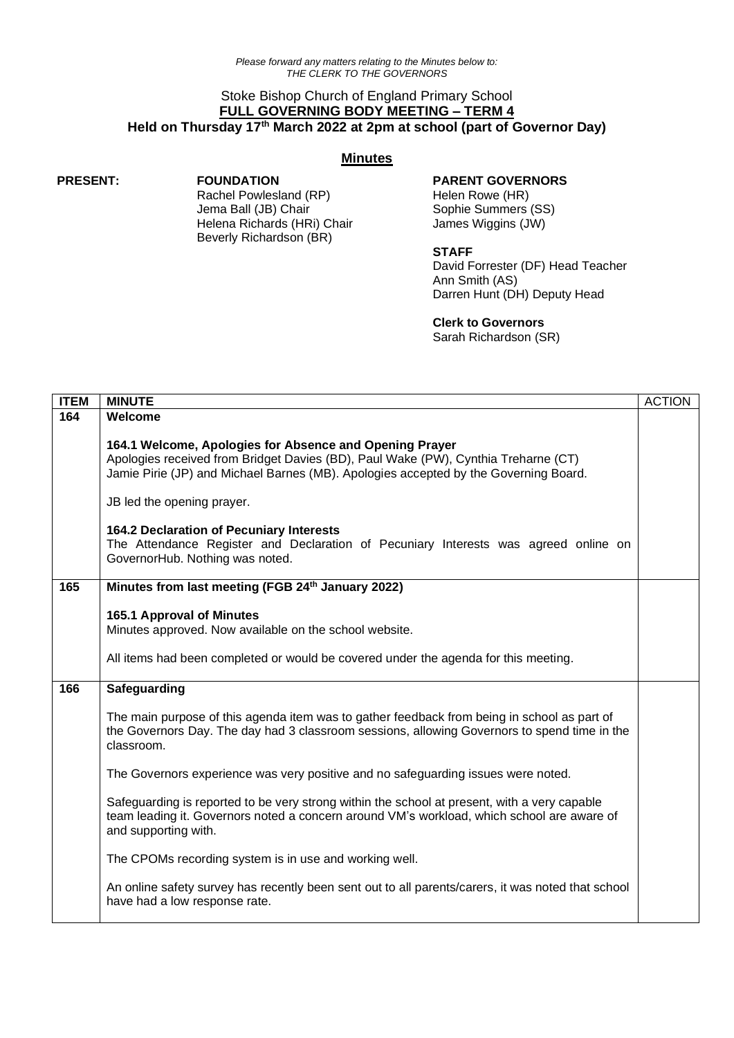*Please forward any matters relating to the Minutes below to:*
*THE CLERK TO THE GOVERNORS*

# Stoke Bishop Church of England Primary School
## FULL GOVERNING BODY MEETING – TERM 4
### Held on Thursday 17th March 2022 at 2pm at school (part of Governor Day)

## Minutes

**PRESENT:**

**FOUNDATION**
Rachel Powlesland (RP)
Jema Ball (JB) Chair
Helena Richards (HRi) Chair
Beverly Richardson (BR)

**PARENT GOVERNORS**
Helen Rowe (HR)
Sophie Summers (SS)
James Wiggins (JW)

**STAFF**
David Forrester (DF) Head Teacher
Ann Smith (AS)
Darren Hunt (DH) Deputy Head

**Clerk to Governors**
Sarah Richardson (SR)

| ITEM | MINUTE | ACTION |
|---|---|---|
| 164 | **Welcome**<br><br>**164.1 Welcome, Apologies for Absence and Opening Prayer**<br>Apologies received from Bridget Davies (BD), Paul Wake (PW), Cynthia Treharne (CT) Jamie Pirie (JP) and Michael Barnes (MB). Apologies accepted by the Governing Board.<br><br>JB led the opening prayer.<br><br>**164.2 Declaration of Pecuniary Interests**<br>The Attendance Register and Declaration of Pecuniary Interests was agreed online on GovernorHub. Nothing was noted. | |
| 165 | **Minutes from last meeting (FGB 24th January 2022)**<br><br>**165.1 Approval of Minutes**<br>Minutes approved. Now available on the school website.<br><br>All items had been completed or would be covered under the agenda for this meeting. | |
| 166 | **Safeguarding**<br><br>The main purpose of this agenda item was to gather feedback from being in school as part of the Governors Day. The day had 3 classroom sessions, allowing Governors to spend time in the classroom.<br><br>The Governors experience was very positive and no safeguarding issues were noted.<br><br>Safeguarding is reported to be very strong within the school at present, with a very capable team leading it. Governors noted a concern around VM's workload, which school are aware of and supporting with.<br><br>The CPOMs recording system is in use and working well.<br><br>An online safety survey has recently been sent out to all parents/carers, it was noted that school have had a low response rate. | |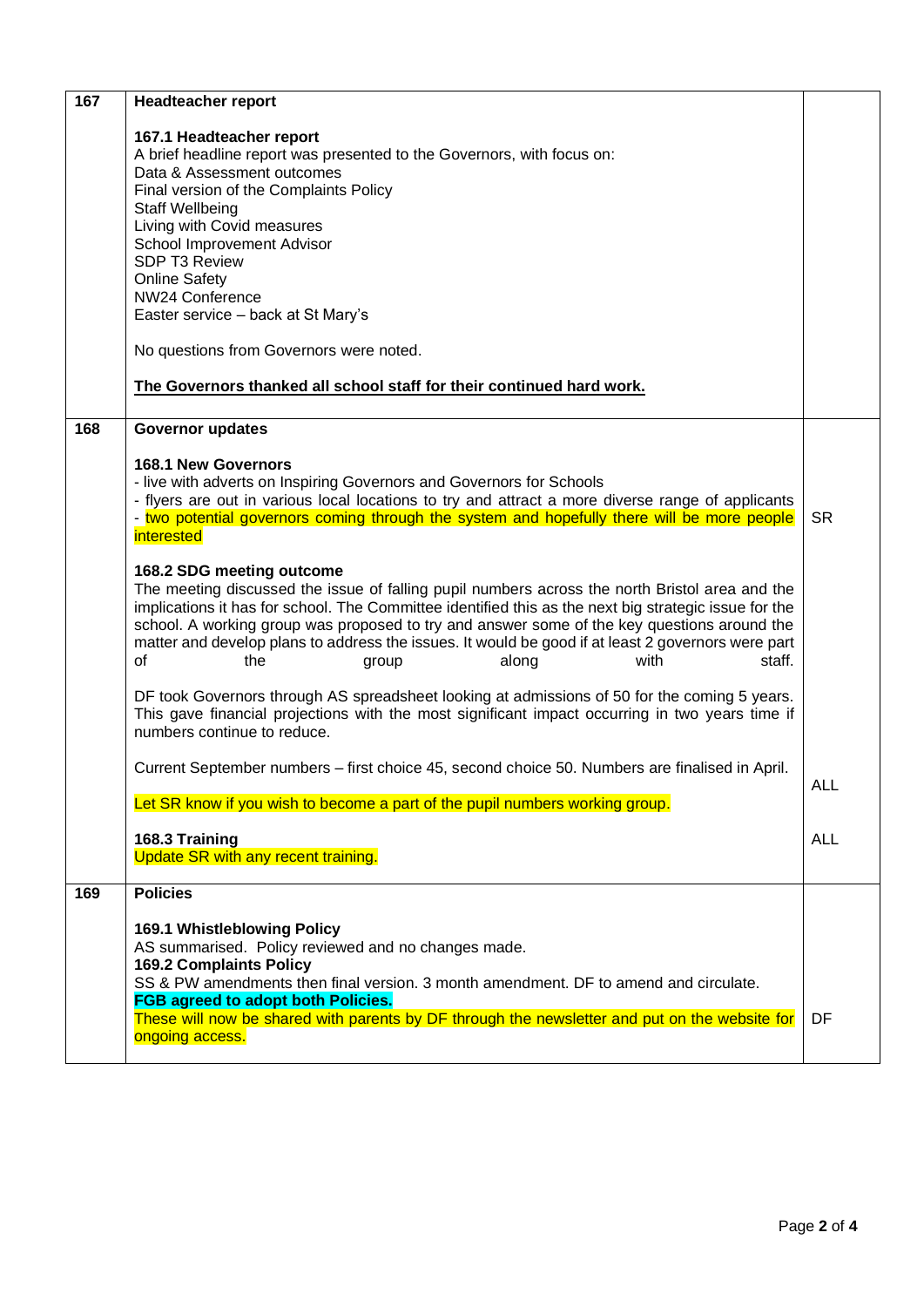| | | |
|---|---|---|
| 167 | **Headteacher report**<br><br>**167.1 Headteacher report**<br>A brief headline report was presented to the Governors, with focus on:<br>Data & Assessment outcomes<br>Final version of the Complaints Policy<br>Staff Wellbeing<br>Living with Covid measures<br>School Improvement Advisor<br>SDP T3 Review<br>Online Safety<br>NW24 Conference<br>Easter service – back at St Mary's<br><br>No questions from Governors were noted.<br><br>**The Governors thanked all school staff for their continued hard work.** | |
| 168 | **Governor updates**<br><br>**168.1 New Governors**<br>- live with adverts on Inspiring Governors and Governors for Schools<br>- flyers are out in various local locations to try and attract a more diverse range of applicants<br>- two potential governors coming through the system and hopefully there will be more people interested<br><br>**168.2 SDG meeting outcome**<br>The meeting discussed the issue of falling pupil numbers across the north Bristol area and the implications it has for school. The Committee identified this as the next big strategic issue for the school. A working group was proposed to try and answer some of the key questions around the matter and develop plans to address the issues. It would be good if at least 2 governors were part of the group along with staff.<br><br>DF took Governors through AS spreadsheet looking at admissions of 50 for the coming 5 years. This gave financial projections with the most significant impact occurring in two years time if numbers continue to reduce.<br><br>Current September numbers – first choice 45, second choice 50. Numbers are finalised in April.<br><br>Let SR know if you wish to become a part of the pupil numbers working group.<br><br>**168.3 Training**<br>Update SR with any recent training. | SR<br><br>ALL<br><br>ALL |
| 169 | **Policies**<br><br>**169.1 Whistleblowing Policy**<br>AS summarised. Policy reviewed and no changes made.<br>**169.2 Complaints Policy**<br>SS & PW amendments then final version. 3 month amendment. DF to amend and circulate.<br>**FGB agreed to adopt both Policies.**<br>These will now be shared with parents by DF through the newsletter and put on the website for ongoing access. | DF |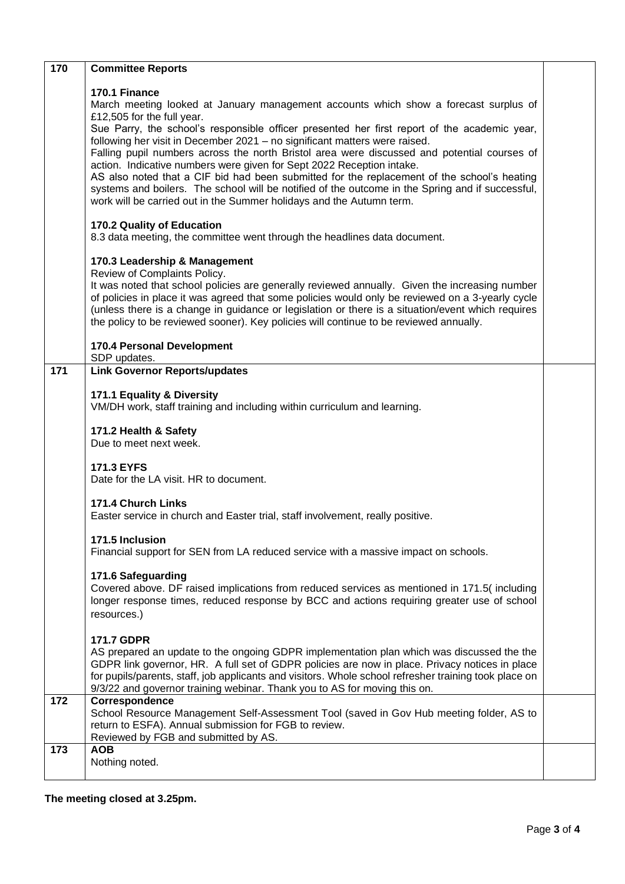| | | |
|---|---|---|
| **170** | **Committee Reports**<br><br>**170.1 Finance**<br>March meeting looked at January management accounts which show a forecast surplus of £12,505 for the full year.<br>Sue Parry, the school's responsible officer presented her first report of the academic year, following her visit in December 2021 – no significant matters were raised.<br>Falling pupil numbers across the north Bristol area were discussed and potential courses of action. Indicative numbers were given for Sept 2022 Reception intake.<br>AS also noted that a CIF bid had been submitted for the replacement of the school's heating systems and boilers. The school will be notified of the outcome in the Spring and if successful, work will be carried out in the Summer holidays and the Autumn term.<br><br>**170.2 Quality of Education**<br>8.3 data meeting, the committee went through the headlines data document.<br><br>**170.3 Leadership & Management**<br>Review of Complaints Policy.<br>It was noted that school policies are generally reviewed annually. Given the increasing number of policies in place it was agreed that some policies would only be reviewed on a 3-yearly cycle (unless there is a change in guidance or legislation or there is a situation/event which requires the policy to be reviewed sooner). Key policies will continue to be reviewed annually.<br><br>**170.4 Personal Development**<br>SDP updates. | |
| **171** | **Link Governor Reports/updates**<br><br>**171.1 Equality & Diversity**<br>VM/DH work, staff training and including within curriculum and learning.<br><br>**171.2 Health & Safety**<br>Due to meet next week.<br><br>**171.3 EYFS**<br>Date for the LA visit. HR to document.<br><br>**171.4 Church Links**<br>Easter service in church and Easter trial, staff involvement, really positive.<br><br>**171.5 Inclusion**<br>Financial support for SEN from LA reduced service with a massive impact on schools.<br><br>**171.6 Safeguarding**<br>Covered above. DF raised implications from reduced services as mentioned in 171.5( including longer response times, reduced response by BCC and actions requiring greater use of school resources.)<br><br>**171.7 GDPR**<br>AS prepared an update to the ongoing GDPR implementation plan which was discussed the the GDPR link governor, HR. A full set of GDPR policies are now in place. Privacy notices in place for pupils/parents, staff, job applicants and visitors. Whole school refresher training took place on 9/3/22 and governor training webinar. Thank you to AS for moving this on. | |
| **172** | **Correspondence**<br>School Resource Management Self-Assessment Tool (saved in Gov Hub meeting folder, AS to return to ESFA). Annual submission for FGB to review.<br>Reviewed by FGB and submitted by AS. | |
| **173** | **AOB**<br>Nothing noted. | |

**The meeting closed at 3.25pm.**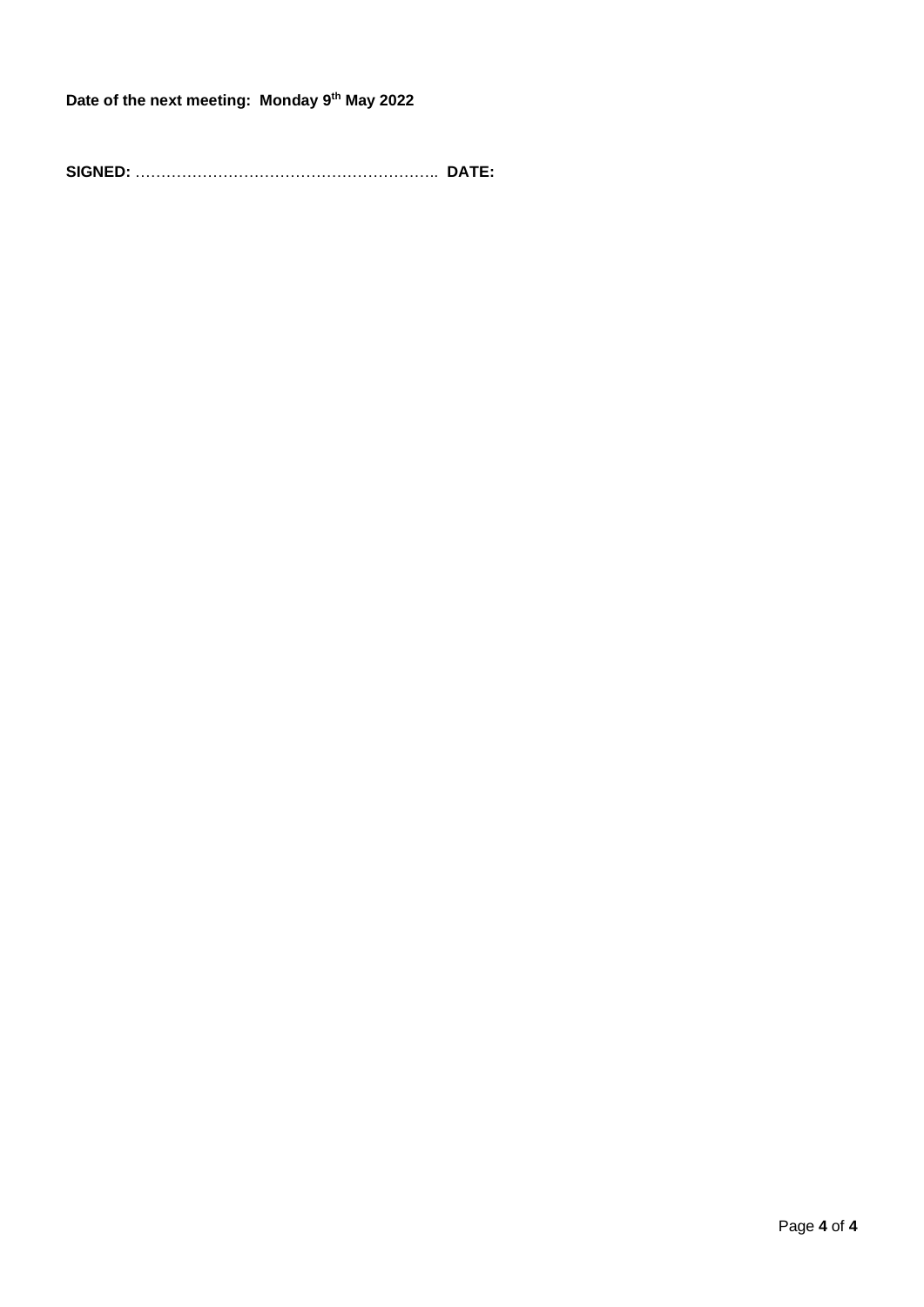**Date of the next meeting: Monday 9th May 2022**

**SIGNED:** ………………………………………………….. **DATE:**